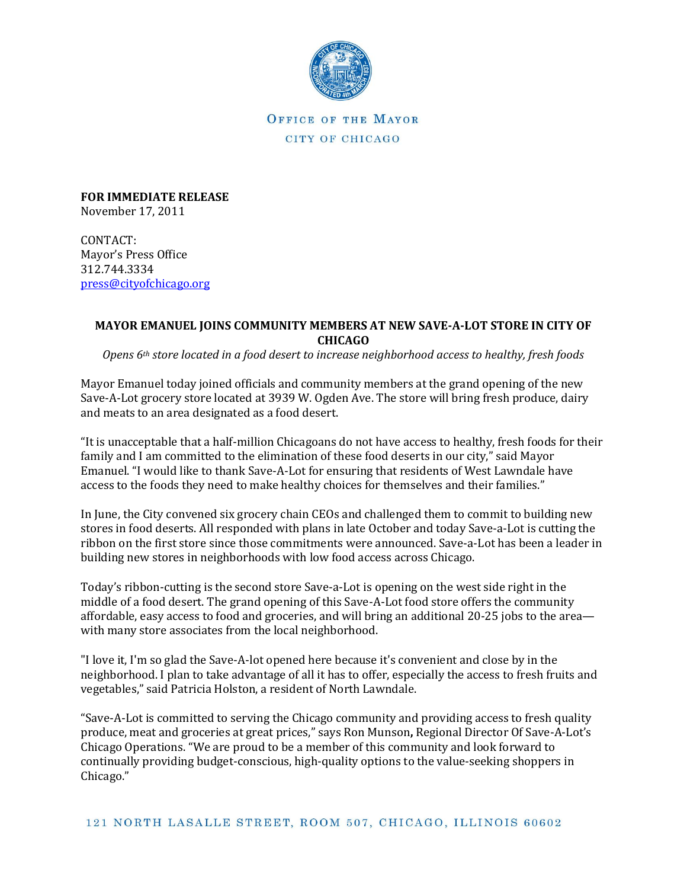OFFICE OF THE MAYOR

CITY OF CHICAGO

**FOR IMMEDIATE RELEASE**
November 17, 2011

CONTACT:
Mayor's Press Office
312.744.3334
press@cityofchicago.org

## MAYOR EMANUEL JOINS COMMUNITY MEMBERS AT NEW SAVE-A-LOT STORE IN CITY OF CHICAGO

*Opens 6th store located in a food desert to increase neighborhood access to healthy, fresh foods*

Mayor Emanuel today joined officials and community members at the grand opening of the new Save-A-Lot grocery store located at 3939 W. Ogden Ave. The store will bring fresh produce, dairy and meats to an area designated as a food desert.

"It is unacceptable that a half-million Chicagoans do not have access to healthy, fresh foods for their family and I am committed to the elimination of these food deserts in our city," said Mayor Emanuel. "I would like to thank Save-A-Lot for ensuring that residents of West Lawndale have access to the foods they need to make healthy choices for themselves and their families."

In June, the City convened six grocery chain CEOs and challenged them to commit to building new stores in food deserts. All responded with plans in late October and today Save-a-Lot is cutting the ribbon on the first store since those commitments were announced. Save-a-Lot has been a leader in building new stores in neighborhoods with low food access across Chicago.

Today's ribbon-cutting is the second store Save-a-Lot is opening on the west side right in the middle of a food desert. The grand opening of this Save-A-Lot food store offers the community affordable, easy access to food and groceries, and will bring an additional 20-25 jobs to the area—with many store associates from the local neighborhood.

"I love it, I'm so glad the Save-A-lot opened here because it's convenient and close by in the neighborhood. I plan to take advantage of all it has to offer, especially the access to fresh fruits and vegetables," said Patricia Holston, a resident of North Lawndale.

"Save-A-Lot is committed to serving the Chicago community and providing access to fresh quality produce, meat and groceries at great prices," says Ron Munson**,** Regional Director Of Save-A-Lot's Chicago Operations. "We are proud to be a member of this community and look forward to continually providing budget-conscious, high-quality options to the value-seeking shoppers in Chicago."

121 NORTH LASALLE STREET, ROOM 507, CHICAGO, ILLINOIS 60602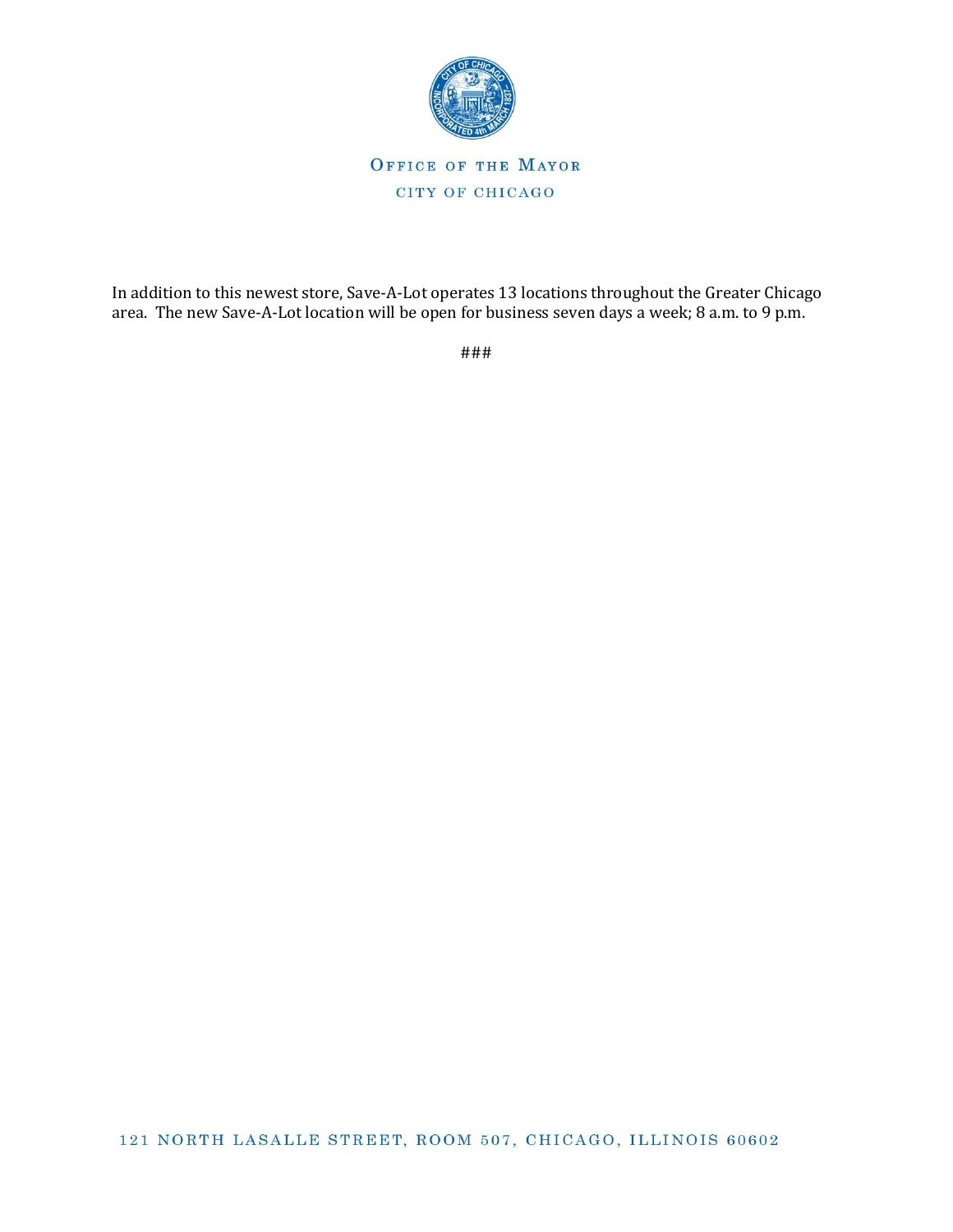In addition to this newest store, Save-A-Lot operates 13 locations throughout the Greater Chicago area. The new Save-A-Lot location will be open for business seven days a week; 8 a.m. to 9 p.m.

###